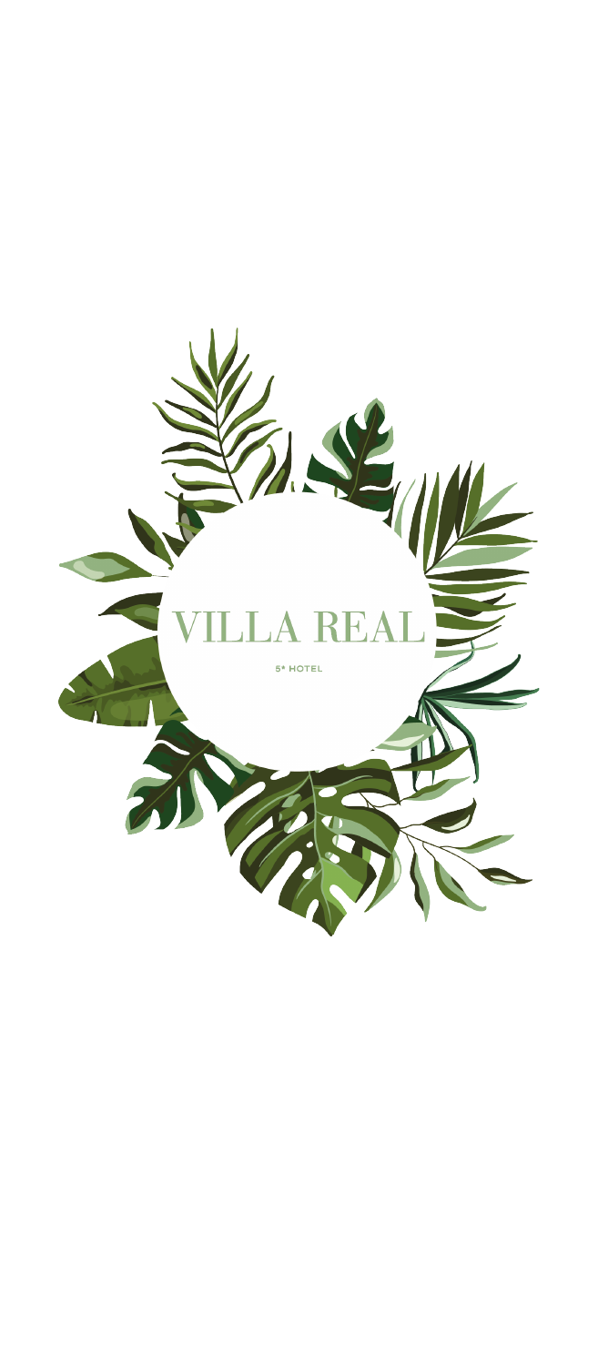# VILLA REAL

5* HOTEL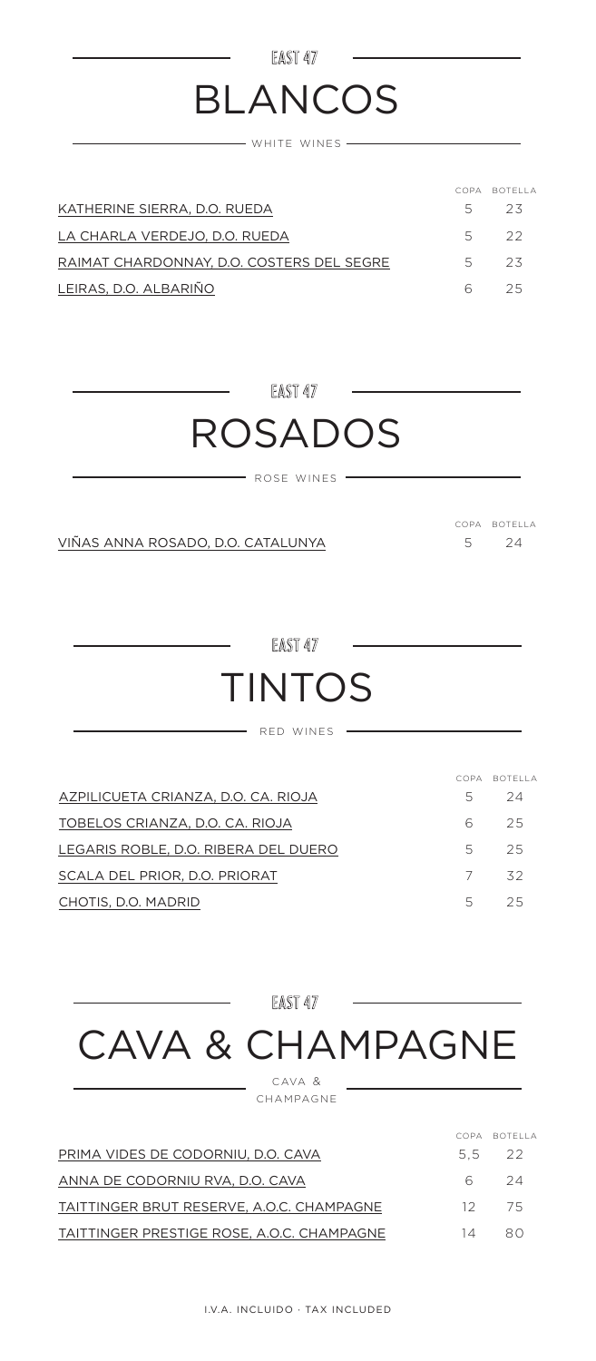EAST 47

# BLANCOS

WHITE WINES

| | COPA | BOTELLA |
|---|---|---|
| KATHERINE SIERRA, D.O. RUEDA | 5 | 23 |
| LA CHARLA VERDEJO, D.O. RUEDA | 5 | 22 |
| RAIMAT CHARDONNAY, D.O. COSTERS DEL SEGRE | 5 | 23 |
| LEIRAS, D.O. ALBARIÑO | 6 | 25 |

EAST 47

# ROSADOS

ROSE WINES

| | COPA | BOTELLA |
|---|---|---|
| VIÑAS ANNA ROSADO, D.O. CATALUNYA | 5 | 24 |

EAST 47

# TINTOS

RED WINES

| | COPA | BOTELLA |
|---|---|---|
| AZPILICUETA CRIANZA, D.O. CA. RIOJA | 5 | 24 |
| TOBELOS CRIANZA, D.O. CA. RIOJA | 6 | 25 |
| LEGARIS ROBLE, D.O. RIBERA DEL DUERO | 5 | 25 |
| SCALA DEL PRIOR, D.O. PRIORAT | 7 | 32 |
| CHOTIS, D.O. MADRID | 5 | 25 |

EAST 47

# CAVA & CHAMPAGNE

CAVA & CHAMPAGNE

| | COPA | BOTELLA |
|---|---|---|
| PRIMA VIDES DE CODORNIU, D.O. CAVA | 5,5 | 22 |
| ANNA DE CODORNIU RVA, D.O. CAVA | 6 | 24 |
| TAITTINGER BRUT RESERVE, A.O.C. CHAMPAGNE | 12 | 75 |
| TAITTINGER PRESTIGE ROSE, A.O.C. CHAMPAGNE | 14 | 80 |

I.V.A. INCLUIDO · TAX INCLUDED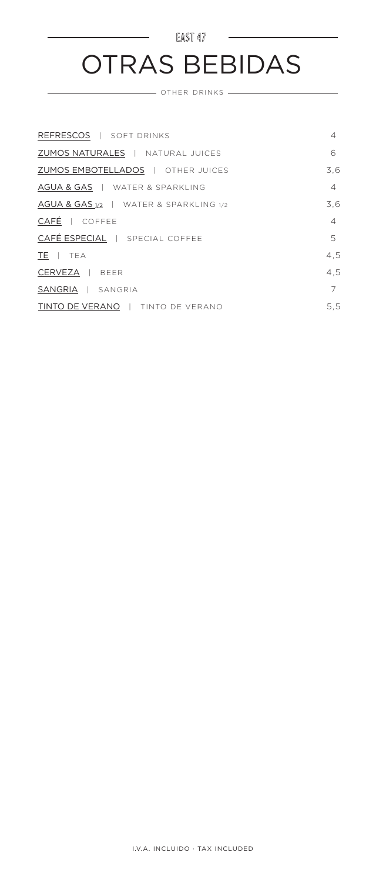EAST 47

# OTRAS BEBIDAS

OTHER DRINKS

| | |
|---|---|
| REFRESCOS \| SOFT DRINKS | 4 |
| ZUMOS NATURALES \| NATURAL JUICES | 6 |
| ZUMOS EMBOTELLADOS \| OTHER JUICES | 3,6 |
| AGUA & GAS \| WATER & SPARKLING | 4 |
| AGUA & GAS 1/2 \| WATER & SPARKLING 1/2 | 3,6 |
| CAFÉ \| COFFEE | 4 |
| CAFÉ ESPECIAL \| SPECIAL COFFEE | 5 |
| TE \| TEA | 4,5 |
| CERVEZA \| BEER | 4,5 |
| SANGRIA \| SANGRIA | 7 |
| TINTO DE VERANO \| TINTO DE VERANO | 5,5 |

I.V.A. INCLUIDO · TAX INCLUDED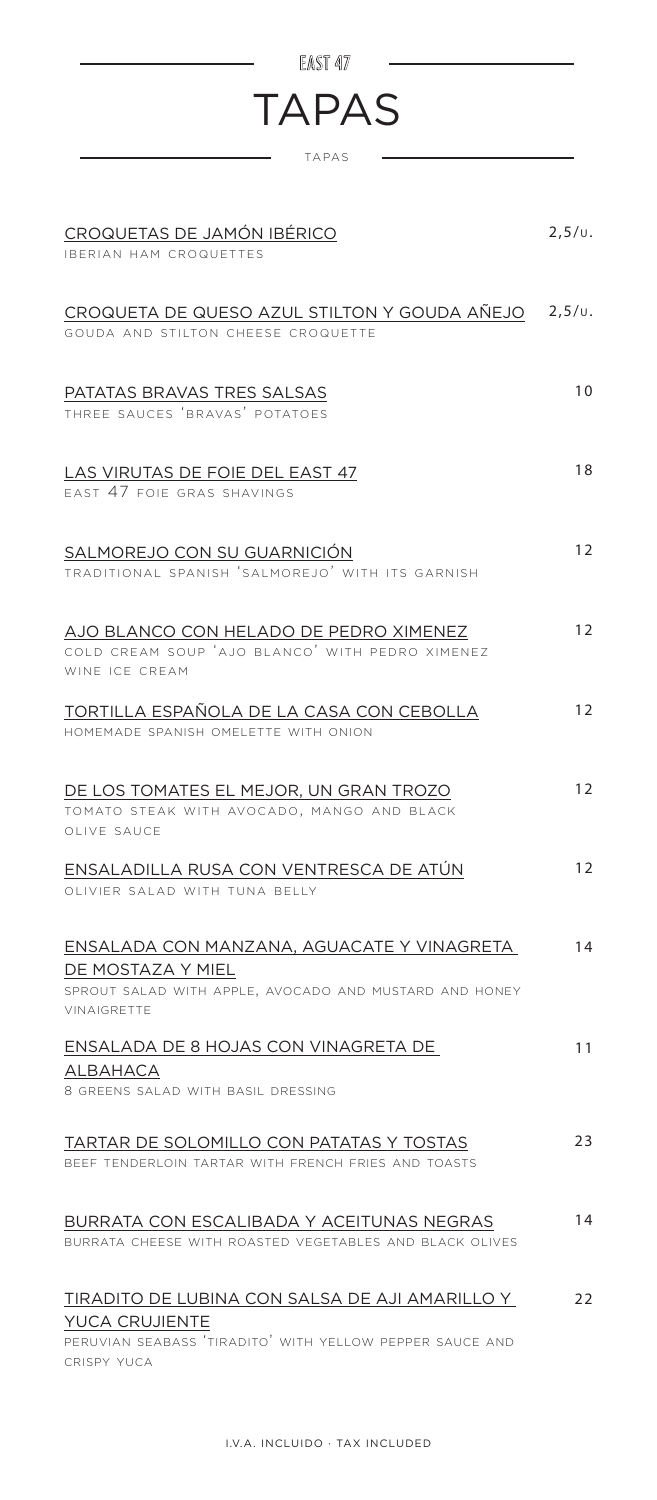EAST 47

# TAPAS

TAPAS

**CROQUETAS DE JAMÓN IBÉRICO** — 2,5/U.
IBERIAN HAM CROQUETTES

**CROQUETA DE QUESO AZUL STILTON Y GOUDA AÑEJO** — 2,5/U.
GOUDA AND STILTON CHEESE CROQUETTE

**PATATAS BRAVAS TRES SALSAS** — 10
THREE SAUCES 'BRAVAS' POTATOES

**LAS VIRUTAS DE FOIE DEL EAST 47** — 18
EAST 47 FOIE GRAS SHAVINGS

**SALMOREJO CON SU GUARNICIÓN** — 12
TRADITIONAL SPANISH 'SALMOREJO' WITH ITS GARNISH

**AJO BLANCO CON HELADO DE PEDRO XIMENEZ** — 12
COLD CREAM SOUP 'AJO BLANCO' WITH PEDRO XIMENEZ WINE ICE CREAM

**TORTILLA ESPAÑOLA DE LA CASA CON CEBOLLA** — 12
HOMEMADE SPANISH OMELETTE WITH ONION

**DE LOS TOMATES EL MEJOR, UN GRAN TROZO** — 12
TOMATO STEAK WITH AVOCADO, MANGO AND BLACK OLIVE SAUCE

**ENSALADILLA RUSA CON VENTRESCA DE ATÚN** — 12
OLIVIER SALAD WITH TUNA BELLY

**ENSALADA CON MANZANA, AGUACATE Y VINAGRETA DE MOSTAZA Y MIEL** — 14
SPROUT SALAD WITH APPLE, AVOCADO AND MUSTARD AND HONEY VINAIGRETTE

**ENSALADA DE 8 HOJAS CON VINAGRETA DE ALBAHACA** — 11
8 GREENS SALAD WITH BASIL DRESSING

**TARTAR DE SOLOMILLO CON PATATAS Y TOSTAS** — 23
BEEF TENDERLOIN TARTAR WITH FRENCH FRIES AND TOASTS

**BURRATA CON ESCALIBADA Y ACEITUNAS NEGRAS** — 14
BURRATA CHEESE WITH ROASTED VEGETABLES AND BLACK OLIVES

**TIRADITO DE LUBINA CON SALSA DE AJI AMARILLO Y YUCA CRUJIENTE** — 22
PERUVIAN SEABASS 'TIRADITO' WITH YELLOW PEPPER SAUCE AND CRISPY YUCA

I.V.A. INCLUIDO · TAX INCLUDED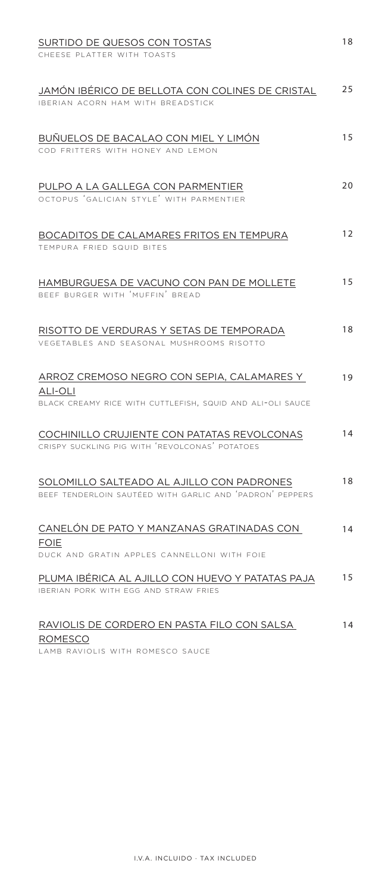SURTIDO DE QUESOS CON TOSTAS — 18
CHEESE PLATTER WITH TOASTS

JAMÓN IBÉRICO DE BELLOTA CON COLINES DE CRISTAL — 25
IBERIAN ACORN HAM WITH BREADSTICK

BUÑUELOS DE BACALAO CON MIEL Y LIMÓN — 15
COD FRITTERS WITH HONEY AND LEMON

PULPO A LA GALLEGA CON PARMENTIER — 20
OCTOPUS 'GALICIAN STYLE' WITH PARMENTIER

BOCADITOS DE CALAMARES FRITOS EN TEMPURA — 12
TEMPURA FRIED SQUID BITES

HAMBURGUESA DE VACUNO CON PAN DE MOLLETE — 15
BEEF BURGER WITH 'MUFFIN' BREAD

RISOTTO DE VERDURAS Y SETAS DE TEMPORADA — 18
VEGETABLES AND SEASONAL MUSHROOMS RISOTTO

ARROZ CREMOSO NEGRO CON SEPIA, CALAMARES Y ALI-OLI — 19
BLACK CREAMY RICE WITH CUTTLEFISH, SQUID AND ALI-OLI SAUCE

COCHINILLO CRUJIENTE CON PATATAS REVOLCONAS — 14
CRISPY SUCKLING PIG WITH 'REVOLCONAS' POTATOES

SOLOMILLO SALTEADO AL AJILLO CON PADRONES — 18
BEEF TENDERLOIN SAUTÉED WITH GARLIC AND 'PADRON' PEPPERS

CANELÓN DE PATO Y MANZANAS GRATINADAS CON FOIE — 14
DUCK AND GRATIN APPLES CANNELLONI WITH FOIE

PLUMA IBÉRICA AL AJILLO CON HUEVO Y PATATAS PAJA — 15
IBERIAN PORK WITH EGG AND STRAW FRIES

RAVIOLIS DE CORDERO EN PASTA FILO CON SALSA ROMESCO — 14
LAMB RAVIOLIS WITH ROMESCO SAUCE

I.V.A. INCLUIDO · TAX INCLUDED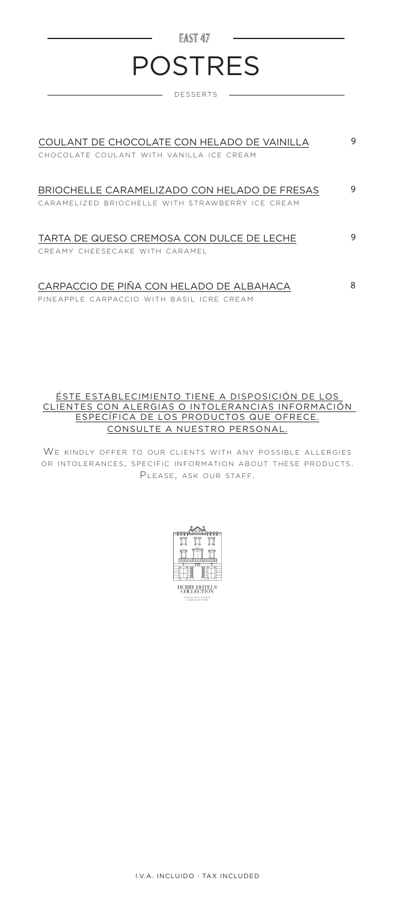EAST 47

# POSTRES

DESSERTS

COULANT DE CHOCOLATE CON HELADO DE VAINILLA — 9
CHOCOLATE COULANT WITH VANILLA ICE CREAM

BRIOCHELLE CARAMELIZADO CON HELADO DE FRESAS — 9
CARAMELIZED BRIOCHELLE WITH STRAWBERRY ICE CREAM

TARTA DE QUESO CREMOSA CON DULCE DE LECHE — 9
CREAMY CHEESECAKE WITH CARAMEL

CARPACCIO DE PIÑA CON HELADO DE ALBAHACA — 8
PINEAPPLE CARPACCIO WITH BASIL ICRE CREAM

ÉSTE ESTABLECIMIENTO TIENE A DISPOSICIÓN DE LOS CLIENTES CON ALERGIAS O INTOLERANCIAS INFORMACIÓN ESPECÍFICA DE LOS PRODUCTOS QUE OFRECE. CONSULTE A NUESTRO PERSONAL.

WE KINDLY OFFER TO OUR CLIENTS WITH ANY POSSIBLE ALLERGIES OR INTOLERANCES, SPECIFIC INFORMATION ABOUT THESE PRODUCTS. PLEASE, ASK OUR STAFF.

DERBY HOTELS COLLECTION

BARCELONA MADRID LONDON PARIS

I.V.A. INCLUIDO · TAX INCLUDED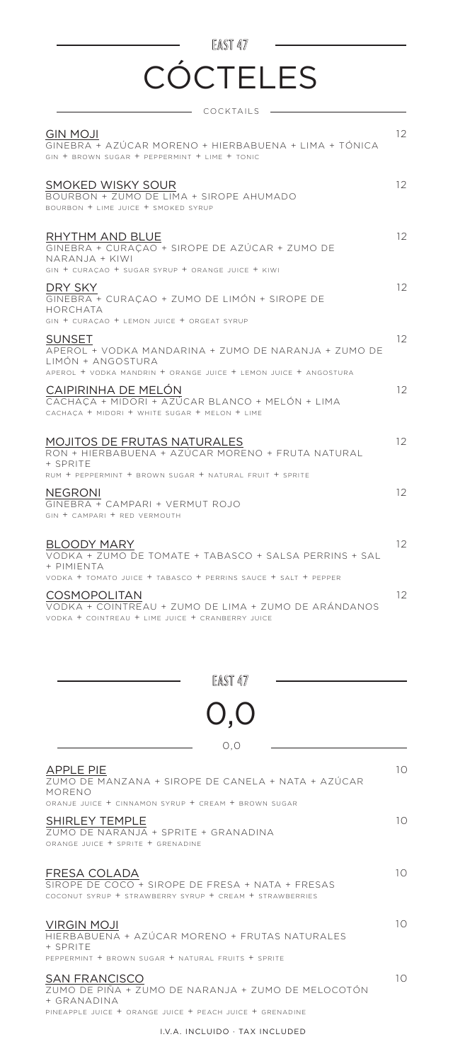EAST 47

# CÓCTELES

## COCKTAILS

**GIN MOJI** — 12
GINEBRA + AZÚCAR MORENO + HIERBABUENA + LIMA + TÓNICA
GIN + BROWN SUGAR + PEPPERMINT + LIME + TONIC

**SMOKED WISKY SOUR** — 12
BOURBON + ZUMO DE LIMA + SIROPE AHUMADO
BOURBON + LIME JUICE + SMOKED SYRUP

**RHYTHM AND BLUE** — 12
GINEBRA + CURAÇAO + SIROPE DE AZÚCAR + ZUMO DE NARANJA + KIWI
GIN + CURAÇAO + SUGAR SYRUP + ORANGE JUICE + KIWI

**DRY SKY** — 12
GINEBRA + CURAÇAO + ZUMO DE LIMÓN + SIROPE DE HORCHATA
GIN + CURAÇAO + LEMON JUICE + ORGEAT SYRUP

**SUNSET** — 12
APEROL + VODKA MANDARINA + ZUMO DE NARANJA + ZUMO DE LIMÓN + ANGOSTURA
APEROL + VODKA MANDRIN + ORANGE JUICE + LEMON JUICE + ANGOSTURA

**CAIPIRINHA DE MELÓN** — 12
CACHAÇA + MIDORI + AZÚCAR BLANCO + MELÓN + LIMA
CACHAÇA + MIDORI + WHITE SUGAR + MELON + LIME

**MOJITOS DE FRUTAS NATURALES** — 12
RON + HIERBABUENA + AZÚCAR MORENO + FRUTA NATURAL + SPRITE
RUM + PEPPERMINT + BROWN SUGAR + NATURAL FRUIT + SPRITE

**NEGRONI** — 12
GINEBRA + CAMPARI + VERMUT ROJO
GIN + CAMPARI + RED VERMOUTH

**BLOODY MARY** — 12
VODKA + ZUMO DE TOMATE + TABASCO + SALSA PERRINS + SAL + PIMIENTA
VODKA + TOMATO JUICE + TABASCO + PERRINS SAUCE + SALT + PEPPER

**COSMOPOLITAN** — 12
VODKA + COINTREAU + ZUMO DE LIMA + ZUMO DE ARÁNDANOS
VODKA + COINTREAU + LIME JUICE + CRANBERRY JUICE

EAST 47

# 0,0

## 0,0

**APPLE PIE** — 10
ZUMO DE MANZANA + SIROPE DE CANELA + NATA + AZÚCAR MORENO
ORANJE JUICE + CINNAMON SYRUP + CREAM + BROWN SUGAR

**SHIRLEY TEMPLE** — 10
ZUMO DE NARANJA + SPRITE + GRANADINA
ORANGE JUICE + SPRITE + GRENADINE

**FRESA COLADA** — 10
SIROPE DE COCO + SIROPE DE FRESA + NATA + FRESAS
COCONUT SYRUP + STRAWBERRY SYRUP + CREAM + STRAWBERRIES

**VIRGIN MOJI** — 10
HIERBABUENA + AZÚCAR MORENO + FRUTAS NATURALES + SPRITE
PEPPERMINT + BROWN SUGAR + NATURAL FRUITS + SPRITE

**SAN FRANCISCO** — 10
ZUMO DE PIÑA + ZUMO DE NARANJA + ZUMO DE MELOCOTÓN + GRANADINA
PINEAPPLE JUICE + ORANGE JUICE + PEACH JUICE + GRENADINE

I.V.A. INCLUIDO · TAX INCLUDED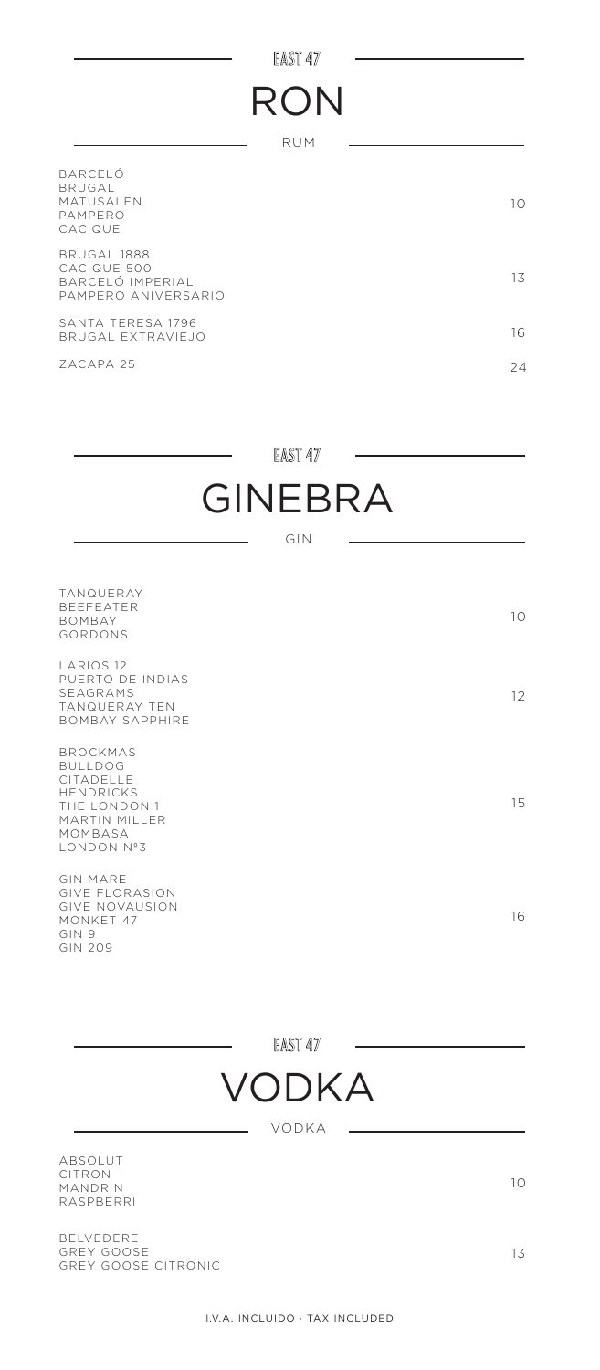EAST 47

# RON

RUM

| | |
|---|---|
| BARCELÓ<br>BRUGAL<br>MATUSALEN<br>PAMPERO<br>CACIQUE | 10 |
| BRUGAL 1888<br>CACIQUE 500<br>BARCELÓ IMPERIAL<br>PAMPERO ANIVERSARIO | 13 |
| SANTA TERESA 1796<br>BRUGAL EXTRAVIEJO | 16 |
| ZACAPA 25 | 24 |

EAST 47

# GINEBRA

GIN

| | |
|---|---|
| TANQUERAY<br>BEEFEATER<br>BOMBAY<br>GORDONS | 10 |
| LARIOS 12<br>PUERTO DE INDIAS<br>SEAGRAMS<br>TANQUERAY TEN<br>BOMBAY SAPPHIRE | 12 |
| BROCKMAS<br>BULLDOG<br>CITADELLE<br>HENDRICKS<br>THE LONDON 1<br>MARTIN MILLER<br>MOMBASA<br>LONDON Nº3 | 15 |
| GIN MARE<br>GIVE FLORASION<br>GIVE NOVAUSION<br>MONKET 47<br>GIN 9<br>GIN 209 | 16 |

EAST 47

# VODKA

VODKA

| | |
|---|---|
| ABSOLUT<br>CITRON<br>MANDRIN<br>RASPBERRI | 10 |
| BELVEDERE<br>GREY GOOSE<br>GREY GOOSE CITRONIC | 13 |

I.V.A. INCLUIDO · TAX INCLUDED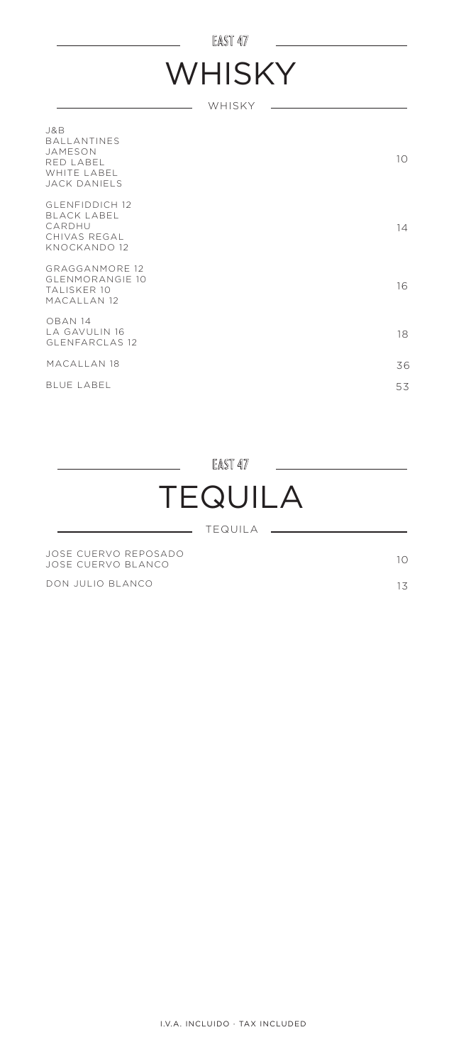EAST 47

# WHISKY

## WHISKY

| | |
|---|---|
| J&B<br>BALLANTINES<br>JAMESON<br>RED LABEL<br>WHITE LABEL<br>JACK DANIELS | 10 |
| GLENFIDDICH 12<br>BLACK LABEL<br>CARDHU<br>CHIVAS REGAL<br>KNOCKANDO 12 | 14 |
| GRAGGANMORE 12<br>GLENMORANGIE 10<br>TALISKER 10<br>MACALLAN 12 | 16 |
| OBAN 14<br>LA GAVULIN 16<br>GLENFARCLAS 12 | 18 |
| MACALLAN 18 | 36 |
| BLUE LABEL | 53 |

EAST 47

# TEQUILA

## TEQUILA

| | |
|---|---|
| JOSE CUERVO REPOSADO<br>JOSE CUERVO BLANCO | 10 |
| DON JULIO BLANCO | 13 |

I.V.A. INCLUIDO · TAX INCLUDED